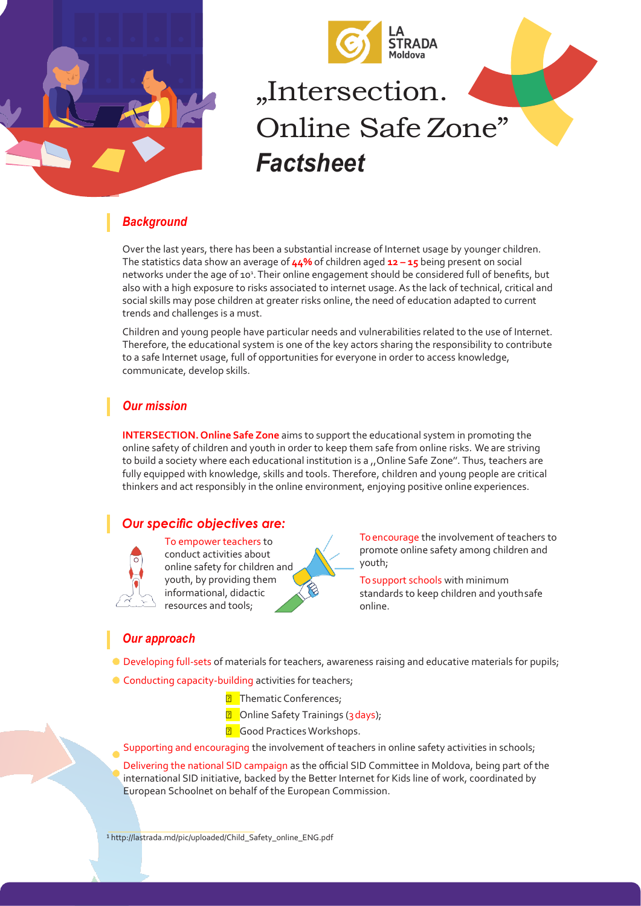LA STRADA Moldova

# „Intersection. Online Safe Zone"

# *Factsheet*

## *Background*

Over the last years, there has been a substantial increase of Internet usage by younger children. The statistics data show an average of **44%** of children aged **12 – 15** being present on social networks under the age of 10[1]. Their online engagement should be considered full of benefits, but also with a high exposure to risks associated to internet usage. As the lack of technical, critical and social skills may pose children at greater risks online, the need of education adapted to current trends and challenges is a must.

Children and young people have particular needs and vulnerabilities related to the use of Internet. Therefore, the educational system is one of the key actors sharing the responsibility to contribute to a safe Internet usage, full of opportunities for everyone in order to access knowledge, communicate, develop skills.

## *Our mission*

**INTERSECTION. Online Safe Zone** aims to support the educational system in promoting the online safety of children and youth in order to keep them safe from online risks. We are striving to build a society where each educational institution is a ,,Online Safe Zone''. Thus, teachers are fully equipped with knowledge, skills and tools. Therefore, children and young people are critical thinkers and act responsibly in the online environment, enjoying positive online experiences.

## *Our specific objectives are:*

To empower teachers to conduct activities about online safety for children and youth, by providing them informational, didactic resources and tools;

To encourage the involvement of teachers to promote online safety among children and youth;

To support schools with minimum standards to keep children and youth safe online.

## *Our approach*

- Developing full-sets of materials for teachers, awareness raising and educative materials for pupils;
- Conducting capacity-building activities for teachers;
  - Thematic Conferences;
  - Online Safety Trainings (3 days);
  - Good Practices Workshops.
- Supporting and encouraging the involvement of teachers in online safety activities in schools;
- Delivering the national SID campaign as the official SID Committee in Moldova, being part of the international SID initiative, backed by the Better Internet for Kids line of work, coordinated by European Schoolnet on behalf of the European Commission.

[1] http://lastrada.md/pic/uploaded/Child_Safety_online_ENG.pdf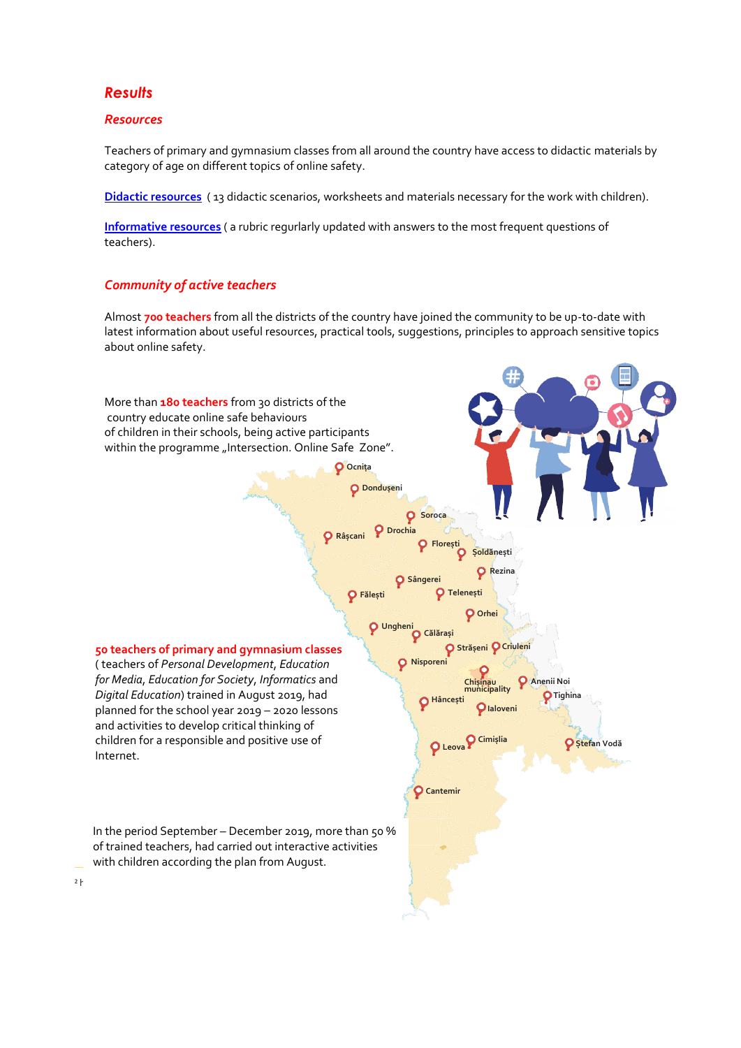## *Results*

### *Resources*

Teachers of primary and gymnasium classes from all around the country have access to didactic materials by category of age on different topics of online safety.

**Didactic resources** ( 13 didactic scenarios, worksheets and materials necessary for the work with children).

**Informative resources** ( a rubric regurlarly updated with answers to the most frequent questions of teachers).

### *Community of active teachers*

Almost **700 teachers** from all the districts of the country have joined the community to be up-to-date with latest information about useful resources, practical tools, suggestions, principles to approach sensitive topics about online safety.

More than **180 teachers** from 30 districts of the country educate online safe behaviours of children in their schools, being active participants within the programme „Intersection. Online Safe Zone".

Ocnița, Dondușeni, Soroca, Râșcani, Drochia, Florești, Șoldănești, Rezina, Sângerei, Fălești, Telenești, Orhei, Ungheni, Călărași, Strășeni, Criuleni, Nisporeni, Chișinau municipality, Anenii Noi, Hâncești, Tighina, Ialoveni, Leova, Cimișlia, Ștefan Vodă, Cantemir

**50 teachers of primary and gymnasium classes** ( teachers of *Personal Development*, *Education for Media*, *Education for Society*, *Informatics* and *Digital Education*) trained in August 2019, had planned for the school year 2019 – 2020 lessons and activities to develop critical thinking of children for a responsible and positive use of Internet.

In the period September – December 2019, more than 50 % of trained teachers, had carried out interactive activities with children according the plan from August.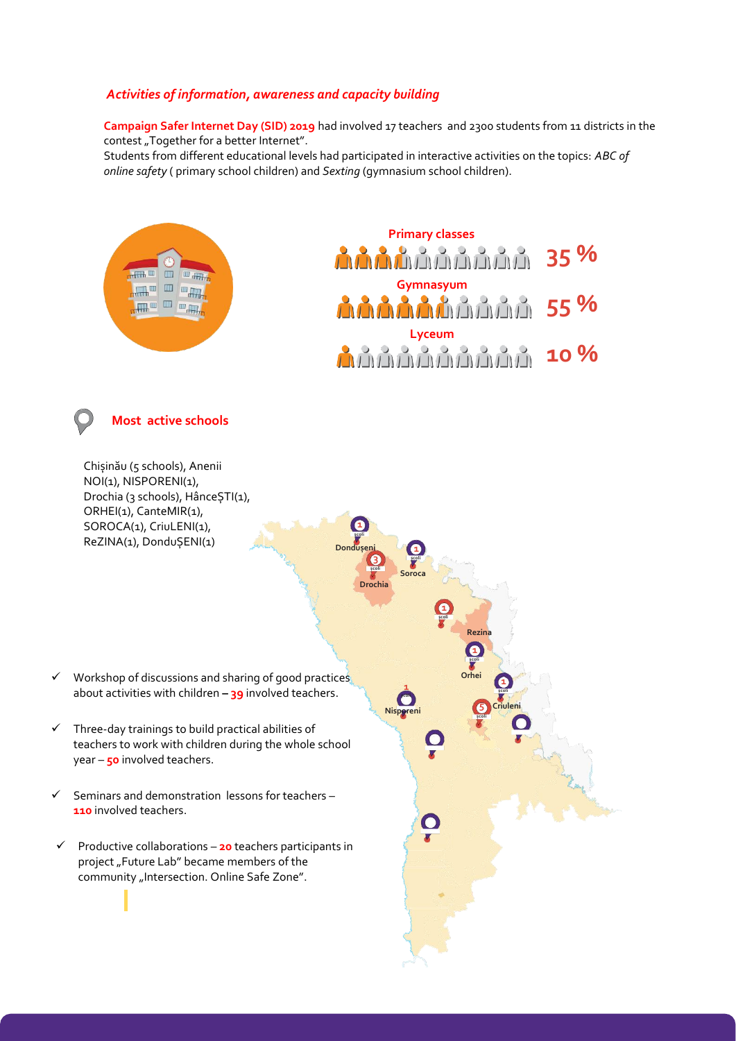### *Activities of information, awareness and capacity building*

**Campaign Safer Internet Day (SID) 2019** had involved 17 teachers and 2300 students from 11 districts in the contest „Together for a better Internet".
Students from different educational levels had participated in interactive activities on the topics: *ABC of online safety* ( primary school children) and *Sexting* (gymnasium school children).

Primary classes
35 %

Gymnasyum
55 %

Lyceum
10 %

**Most active schools**

Chișinău (5 schools), Anenii NOI(1), NISPORENI(1), Drochia (3 schools), HânceȘTI(1), ORHEI(1), CanteMIR(1), SOROCA(1), CriuLENI(1), ReZINA(1), DonduȘENI(1)

Dondușeni
Soroca
Drochia
Rezina
Orhei
Criuleni
Nisporeni

- Workshop of discussions and sharing of good practices about activities with children – **39** involved teachers.
- Three-day trainings to build practical abilities of teachers to work with children during the whole school year – **50** involved teachers.
- Seminars and demonstration lessons for teachers – **110** involved teachers.
- Productive collaborations – **20** teachers participants in project „Future Lab" became members of the community „Intersection. Online Safe Zone".